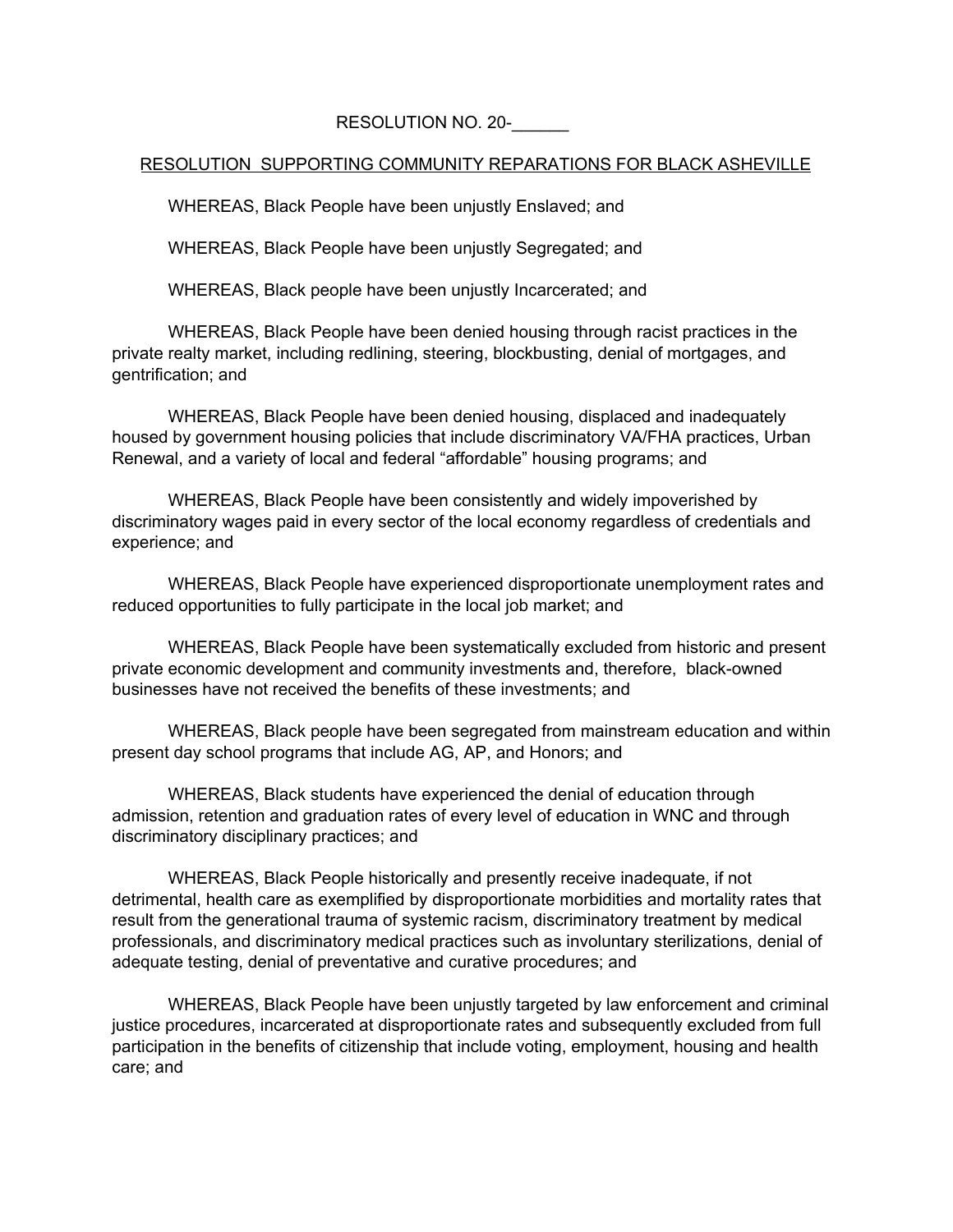RESOLUTION NO. 20-______

RESOLUTION SUPPORTING COMMUNITY REPARATIONS FOR BLACK ASHEVILLE

WHEREAS, Black People have been unjustly Enslaved; and

WHEREAS, Black People have been unjustly Segregated; and

WHEREAS, Black people have been unjustly Incarcerated; and

WHEREAS, Black People have been denied housing through racist practices in the private realty market, including redlining, steering, blockbusting, denial of mortgages, and gentrification; and

WHEREAS, Black People have been denied housing, displaced and inadequately housed by government housing policies that include discriminatory VA/FHA practices, Urban Renewal, and a variety of local and federal "affordable" housing programs; and

WHEREAS, Black People have been consistently and widely impoverished by discriminatory wages paid in every sector of the local economy regardless of credentials and experience; and

WHEREAS, Black People have experienced disproportionate unemployment rates and reduced opportunities to fully participate in the local job market; and

WHEREAS, Black People have been systematically excluded from historic and present private economic development and community investments and, therefore, black-owned businesses have not received the benefits of these investments; and

WHEREAS, Black people have been segregated from mainstream education and within present day school programs that include AG, AP, and Honors; and

WHEREAS, Black students have experienced the denial of education through admission, retention and graduation rates of every level of education in WNC and through discriminatory disciplinary practices; and

WHEREAS, Black People historically and presently receive inadequate, if not detrimental, health care as exemplified by disproportionate morbidities and mortality rates that result from the generational trauma of systemic racism, discriminatory treatment by medical professionals, and discriminatory medical practices such as involuntary sterilizations, denial of adequate testing, denial of preventative and curative procedures; and

WHEREAS, Black People have been unjustly targeted by law enforcement and criminal justice procedures, incarcerated at disproportionate rates and subsequently excluded from full participation in the benefits of citizenship that include voting, employment, housing and health care; and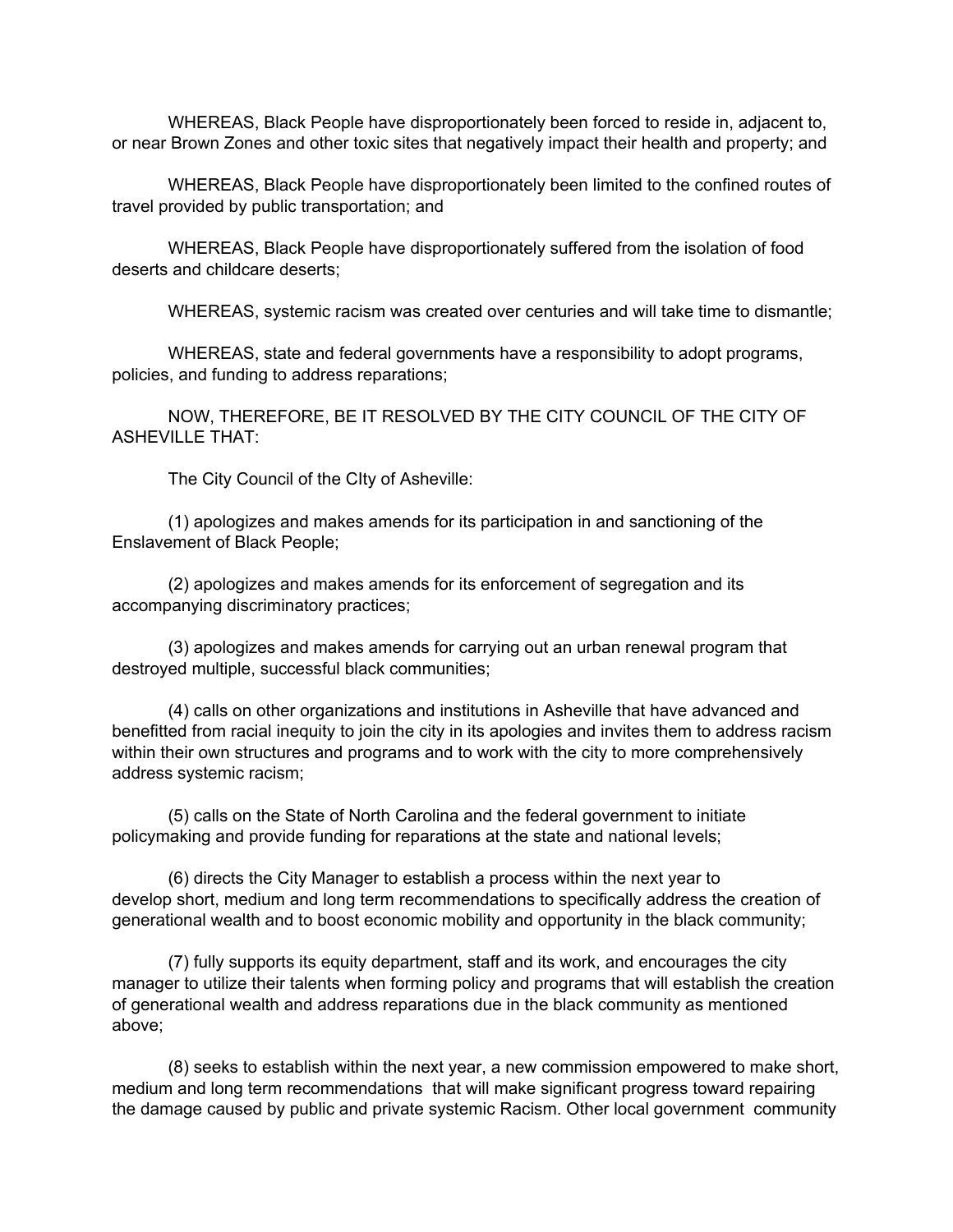WHEREAS, Black People have disproportionately been forced to reside in, adjacent to, or near Brown Zones and other toxic sites that negatively impact their health and property; and

WHEREAS, Black People have disproportionately been limited to the confined routes of travel provided by public transportation; and

WHEREAS, Black People have disproportionately suffered from the isolation of food deserts and childcare deserts;

WHEREAS, systemic racism was created over centuries and will take time to dismantle;

WHEREAS, state and federal governments have a responsibility to adopt programs, policies, and funding to address reparations;

NOW, THEREFORE, BE IT RESOLVED BY THE CITY COUNCIL OF THE CITY OF ASHEVILLE THAT:

The City Council of the CIty of Asheville:

(1) apologizes and makes amends for its participation in and sanctioning of the Enslavement of Black People;

(2) apologizes and makes amends for its enforcement of segregation and its accompanying discriminatory practices;

(3) apologizes and makes amends for carrying out an urban renewal program that destroyed multiple, successful black communities;

(4) calls on other organizations and institutions in Asheville that have advanced and benefitted from racial inequity to join the city in its apologies and invites them to address racism within their own structures and programs and to work with the city to more comprehensively address systemic racism;

(5) calls on the State of North Carolina and the federal government to initiate policymaking and provide funding for reparations at the state and national levels;

(6) directs the City Manager to establish a process within the next year to develop short, medium and long term recommendations to specifically address the creation of generational wealth and to boost economic mobility and opportunity in the black community;

(7) fully supports its equity department, staff and its work, and encourages the city manager to utilize their talents when forming policy and programs that will establish the creation of generational wealth and address reparations due in the black community as mentioned above;

(8) seeks to establish within the next year, a new commission empowered to make short, medium and long term recommendations that will make significant progress toward repairing the damage caused by public and private systemic Racism. Other local government community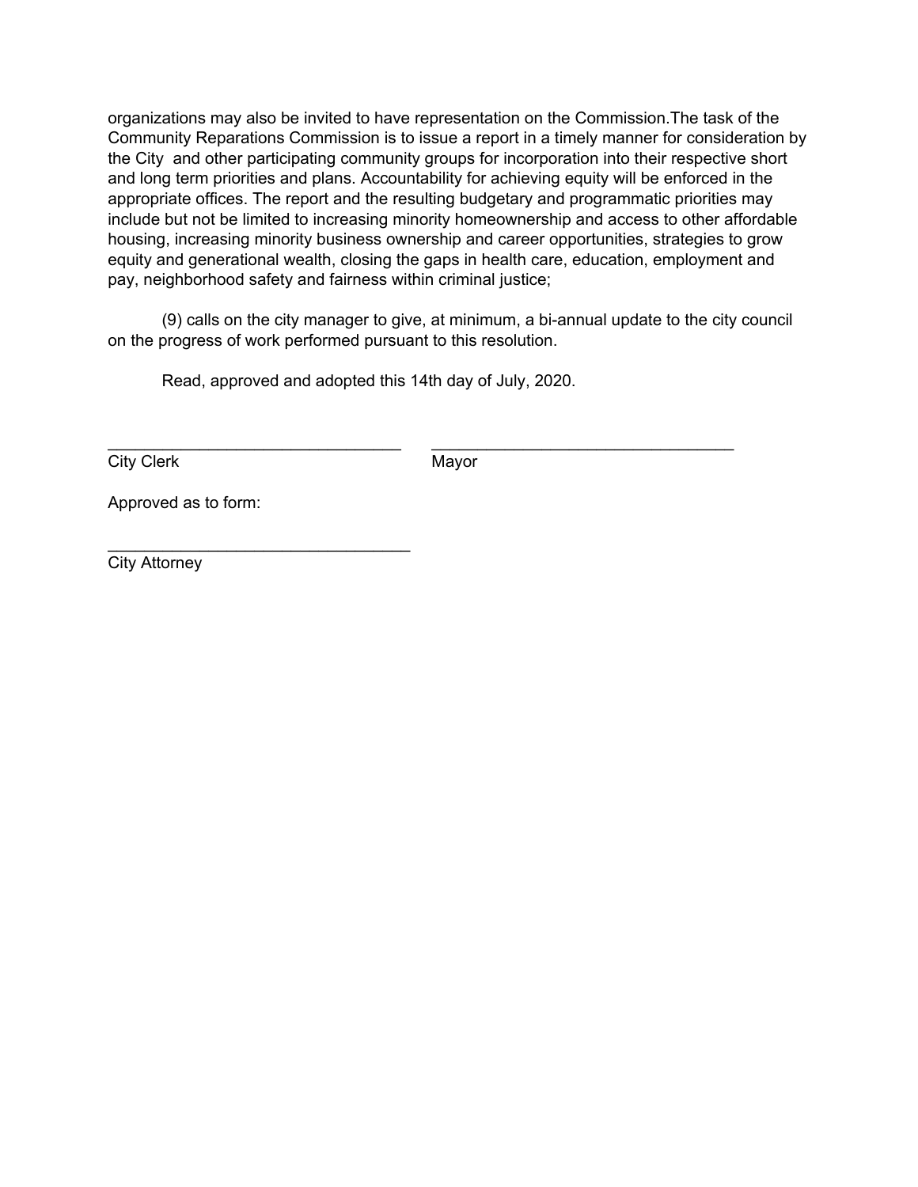organizations may also be invited to have representation on the Commission.The task of the Community Reparations Commission is to issue a report in a timely manner for consideration by the City and other participating community groups for incorporation into their respective short and long term priorities and plans. Accountability for achieving equity will be enforced in the appropriate offices. The report and the resulting budgetary and programmatic priorities may include but not be limited to increasing minority homeownership and access to other affordable housing, increasing minority business ownership and career opportunities, strategies to grow equity and generational wealth, closing the gaps in health care, education, employment and pay, neighborhood safety and fairness within criminal justice;

(9) calls on the city manager to give, at minimum, a bi-annual update to the city council on the progress of work performed pursuant to this resolution.

Read, approved and adopted this 14th day of July, 2020.

_________________________________ _________________________________

City Clerk Mayor

Approved as to form:

_________________________________

City Attorney